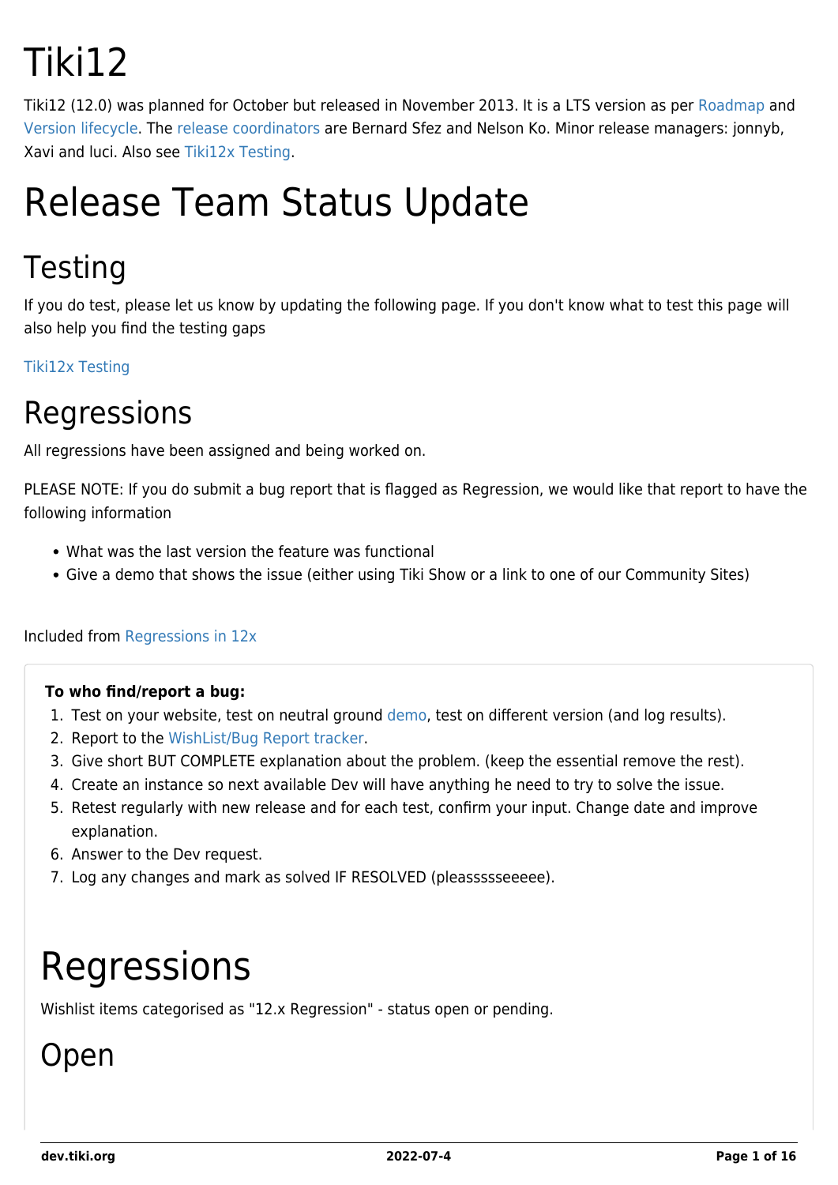# Tiki12

Tiki12 (12.0) was planned for October but released in November 2013. It is a LTS version as per Roadmap and Version lifecycle. The release coordinators are Bernard Sfez and Nelson Ko. Minor release managers: jonnyb, Xavi and luci. Also see Tiki12x Testing.

# Release Team Status Update

## Testing

If you do test, please let us know by updating the following page. If you don't know what to test this page will also help you find the testing gaps

Tiki12x Testing

## Regressions

All regressions have been assigned and being worked on.

PLEASE NOTE: If you do submit a bug report that is flagged as Regression, we would like that report to have the following information

- What was the last version the feature was functional
- Give a demo that shows the issue (either using Tiki Show or a link to one of our Community Sites)

Included from Regressions in 12x

**To who find/report a bug:**

1. Test on your website, test on neutral ground demo, test on different version (and log results).
2. Report to the WishList/Bug Report tracker.
3. Give short BUT COMPLETE explanation about the problem. (keep the essential remove the rest).
4. Create an instance so next available Dev will have anything he need to try to solve the issue.
5. Retest regularly with new release and for each test, confirm your input. Change date and improve explanation.
6. Answer to the Dev request.
7. Log any changes and mark as solved IF RESOLVED (pleasssseeeee).

# Regressions

Wishlist items categorised as "12.x Regression" - status open or pending.

## Open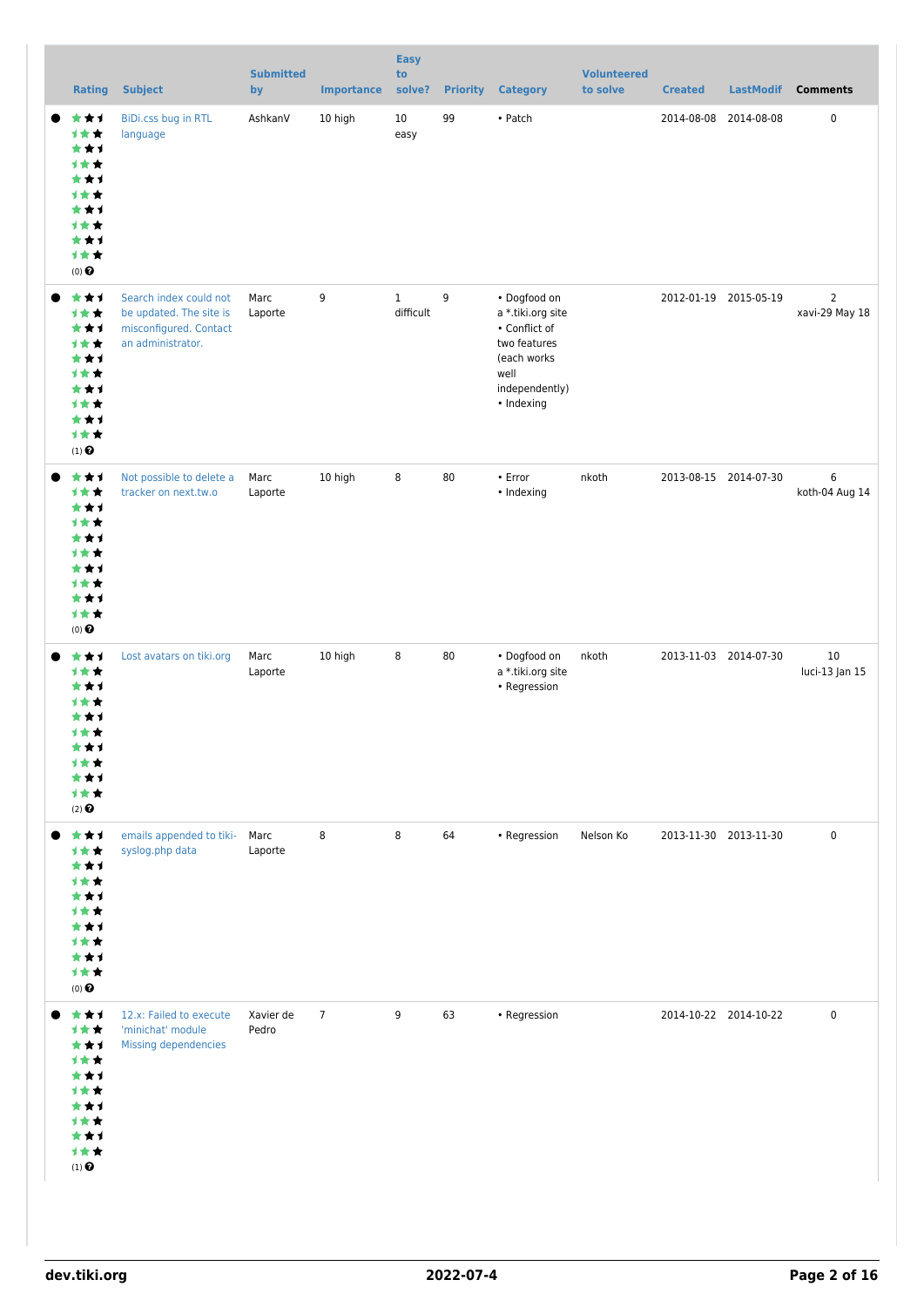| | Rating | Subject | Submitted by | Importance | Easy to solve? | Priority | Category | Volunteered to solve | Created | LastModif | Comments |
|---|---|---|---|---|---|---|---|---|---|---|---|
| ● | (0) | BiDi.css bug in RTL language | AshkanV | 10 high | 10 easy | 99 | • Patch | | 2014-08-08 | 2014-08-08 | 0 |
| ● | (1) | Search index could not be updated. The site is misconfigured. Contact an administrator. | Marc Laporte | 9 | 1 difficult | 9 | • Dogfood on a *.tiki.org site • Conflict of two features (each works well independently) • Indexing | | 2012-01-19 | 2015-05-19 | 2 xavi-29 May 18 |
| ● | (0) | Not possible to delete a tracker on next.tw.o | Marc Laporte | 10 high | 8 | 80 | • Error • Indexing | nkoth | 2013-08-15 | 2014-07-30 | 6 koth-04 Aug 14 |
| ● | (2) | Lost avatars on tiki.org | Marc Laporte | 10 high | 8 | 80 | • Dogfood on a *.tiki.org site • Regression | nkoth | 2013-11-03 | 2014-07-30 | 10 luci-13 Jan 15 |
| ● | (0) | emails appended to tiki-syslog.php data | Marc Laporte | 8 | 8 | 64 | • Regression | Nelson Ko | 2013-11-30 | 2013-11-30 | 0 |
| ● | (1) | 12.x: Failed to execute 'minichat' module Missing dependencies | Xavier de Pedro | 7 | 9 | 63 | • Regression | | 2014-10-22 | 2014-10-22 | 0 |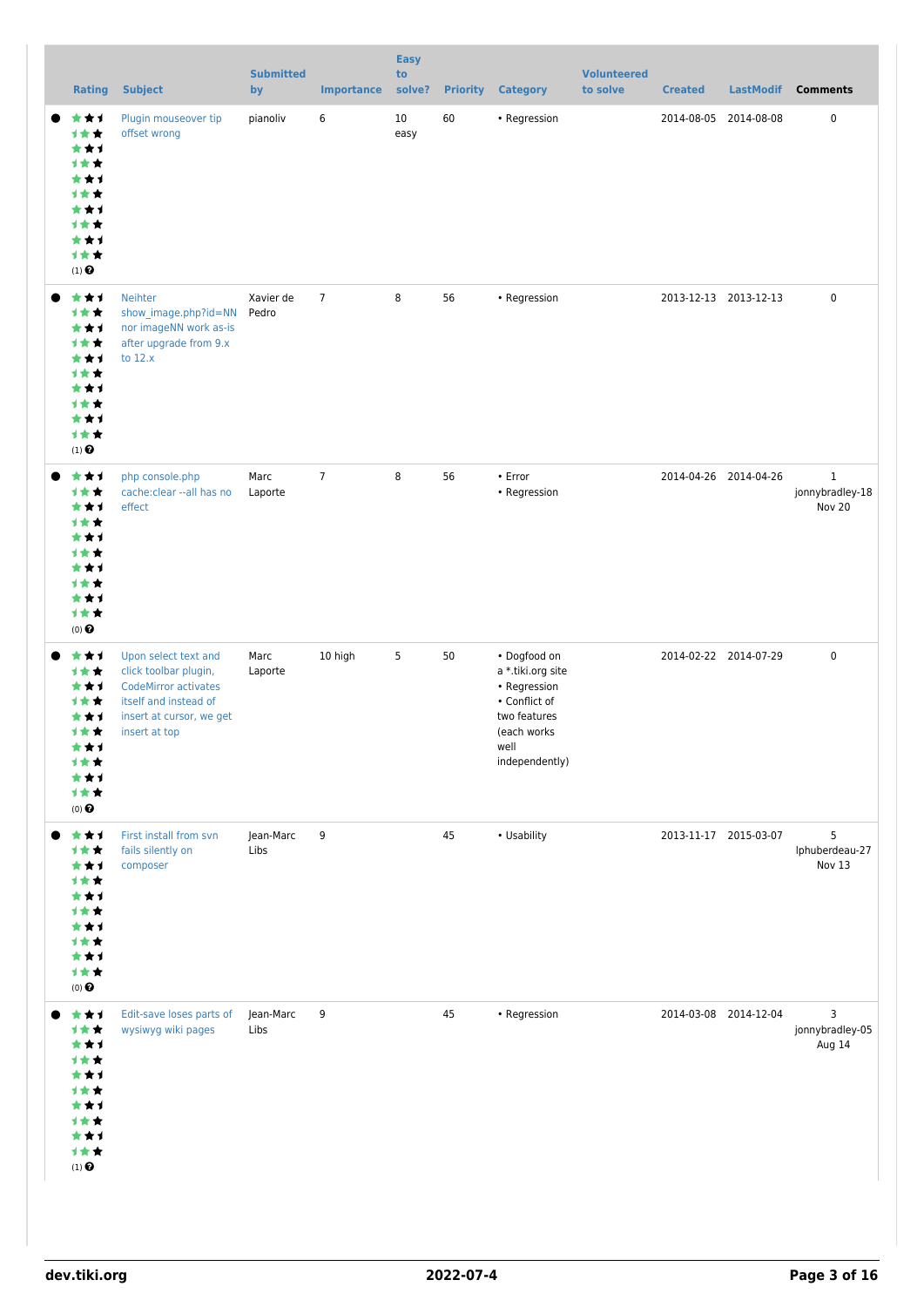| | Rating | Subject | Submitted by | Importance | Easy to solve? | Priority | Category | Volunteered to solve | Created | LastModif | Comments |
|---|---|---|---|---|---|---|---|---|---|---|---|
| ● | (1) | Plugin mouseover tip offset wrong | pianoliv | 6 | 10 easy | 60 | • Regression | | 2014-08-05 | 2014-08-08 | 0 |
| ● | (1) | Neihter show_image.php?id=NN nor imageNN work as-is after upgrade from 9.x to 12.x | Xavier de Pedro | 7 | 8 | 56 | • Regression | | 2013-12-13 | 2013-12-13 | 0 |
| ● | (0) | php console.php cache:clear --all has no effect | Marc Laporte | 7 | 8 | 56 | • Error<br>• Regression | | 2014-04-26 | 2014-04-26 | 1<br>jonnybradley-18 Nov 20 |
| ● | (0) | Upon select text and click toolbar plugin, CodeMirror activates itself and instead of insert at cursor, we get insert at top | Marc Laporte | 10 high | 5 | 50 | • Dogfood on a *.tiki.org site<br>• Regression<br>• Conflict of two features (each works well independently) | | 2014-02-22 | 2014-07-29 | 0 |
| ● | (0) | First install from svn fails silently on composer | Jean-Marc Libs | 9 | | 45 | • Usability | | 2013-11-17 | 2015-03-07 | 5<br>lphuberdeau-27 Nov 13 |
| ● | (1) | Edit-save loses parts of wysiwyg wiki pages | Jean-Marc Libs | 9 | | 45 | • Regression | | 2014-03-08 | 2014-12-04 | 3<br>jonnybradley-05 Aug 14 |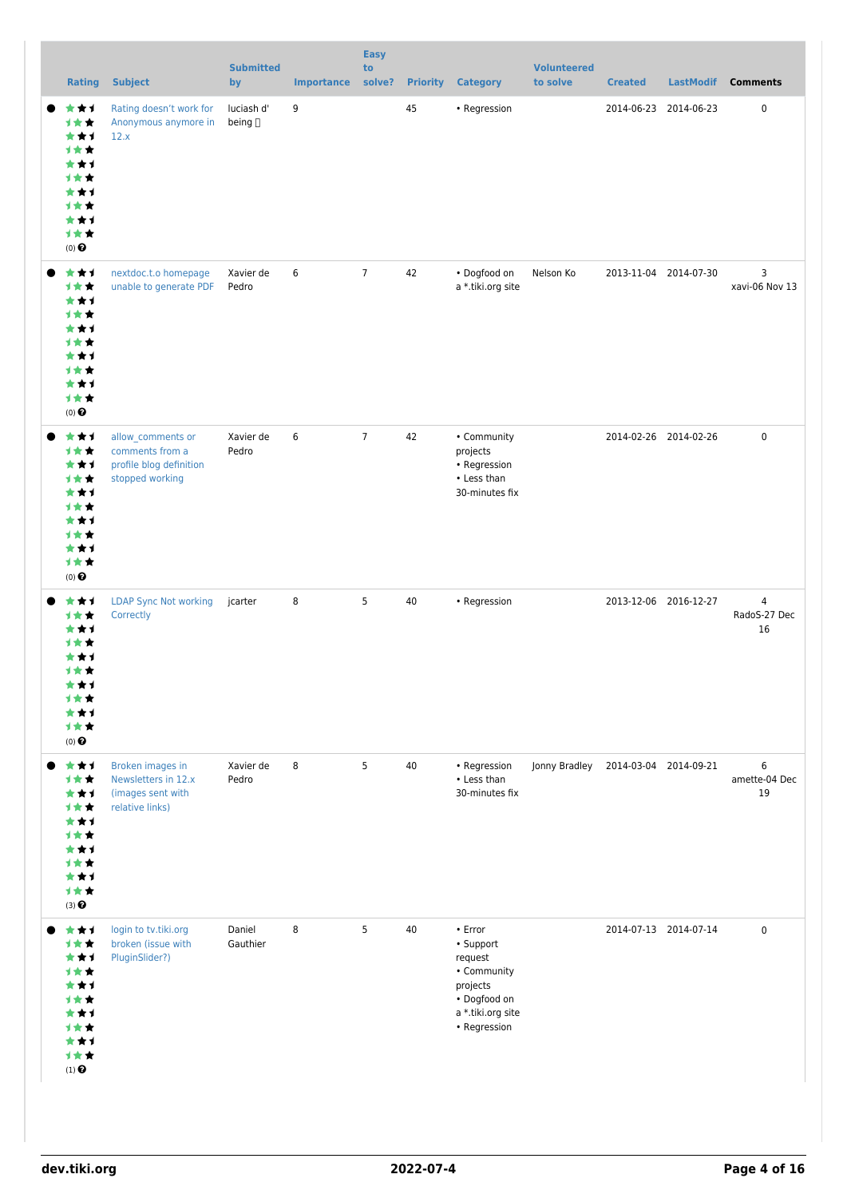| | Rating | Subject | Submitted by | Importance | Easy to solve? | Priority | Category | Volunteered to solve | Created | LastModif | Comments |
|---|---|---|---|---|---|---|---|---|---|---|---|
| ● | (0) | Rating doesn't work for Anonymous anymore in 12.x | luciash d' being | 9 | | 45 | • Regression | | 2014-06-23 | 2014-06-23 | 0 |
| ● | (0) | nextdoc.t.o homepage unable to generate PDF | Xavier de Pedro | 6 | 7 | 42 | • Dogfood on a *.tiki.org site | Nelson Ko | 2013-11-04 | 2014-07-30 | 3 xavi-06 Nov 13 |
| ● | (0) | allow_comments or comments from a profile blog definition stopped working | Xavier de Pedro | 6 | 7 | 42 | • Community projects • Regression • Less than 30-minutes fix | | 2014-02-26 | 2014-02-26 | 0 |
| ● | (0) | LDAP Sync Not working Correctly | jcarter | 8 | 5 | 40 | • Regression | | 2013-12-06 | 2016-12-27 | 4 RadoS-27 Dec 16 |
| ● | (3) | Broken images in Newsletters in 12.x (images sent with relative links) | Xavier de Pedro | 8 | 5 | 40 | • Regression • Less than 30-minutes fix | Jonny Bradley | 2014-03-04 | 2014-09-21 | 6 amette-04 Dec 19 |
| ● | (1) | login to tv.tiki.org broken (issue with PluginSlider?) | Daniel Gauthier | 8 | 5 | 40 | • Error • Support request • Community projects • Dogfood on a *.tiki.org site • Regression | | 2014-07-13 | 2014-07-14 | 0 |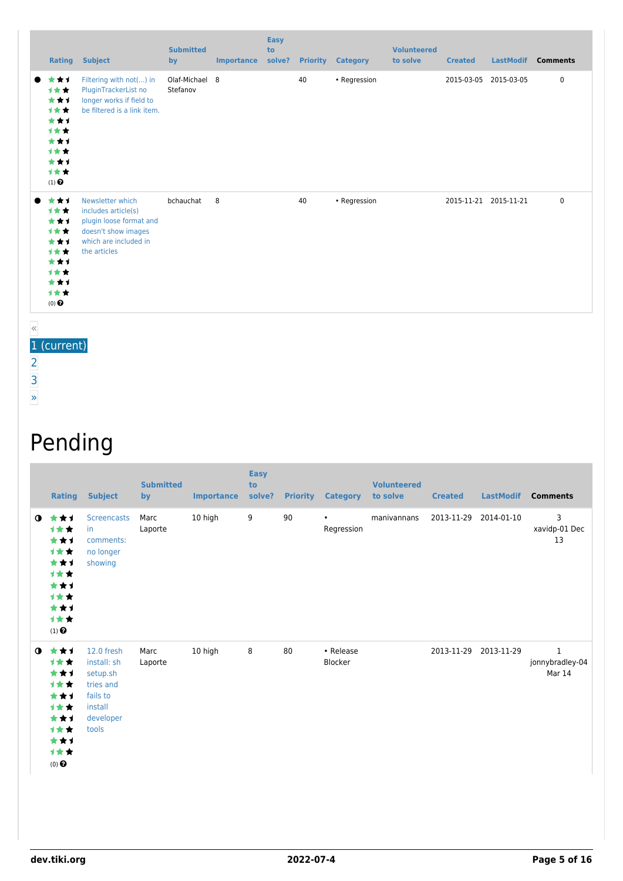|  | Rating | Subject | Submitted by | Importance | Easy to solve? | Priority | Category | Volunteered to solve | Created | LastModif | Comments |
|---|---|---|---|---|---|---|---|---|---|---|---|
| ● | (1) | Filtering with not(...) in PluginTrackerList no longer works if field to be filtered is a link item. | Olaf-Michael Stefanov | 8 |  | 40 | • Regression |  | 2015-03-05 | 2015-03-05 | 0 |
| ● | (0) | Newsletter which includes article(s) plugin loose format and doesn't show images which are included in the articles | bchauchat | 8 |  | 40 | • Regression |  | 2015-11-21 | 2015-11-21 | 0 |

«
1 (current)
2
3
»

# Pending

|  | Rating | Subject | Submitted by | Importance | Easy to solve? | Priority | Category | Volunteered to solve | Created | LastModif | Comments |
|---|---|---|---|---|---|---|---|---|---|---|---|
| ◑ | (1) | Screencasts in comments: no longer showing | Marc Laporte | 10 high | 9 | 90 | • Regression | manivannans | 2013-11-29 | 2014-01-10 | 3 xavidp-01 Dec 13 |
| ◑ | (0) | 12.0 fresh install: sh setup.sh tries and fails to install developer tools | Marc Laporte | 10 high | 8 | 80 | • Release Blocker |  | 2013-11-29 | 2013-11-29 | 1 jonnybradley-04 Mar 14 |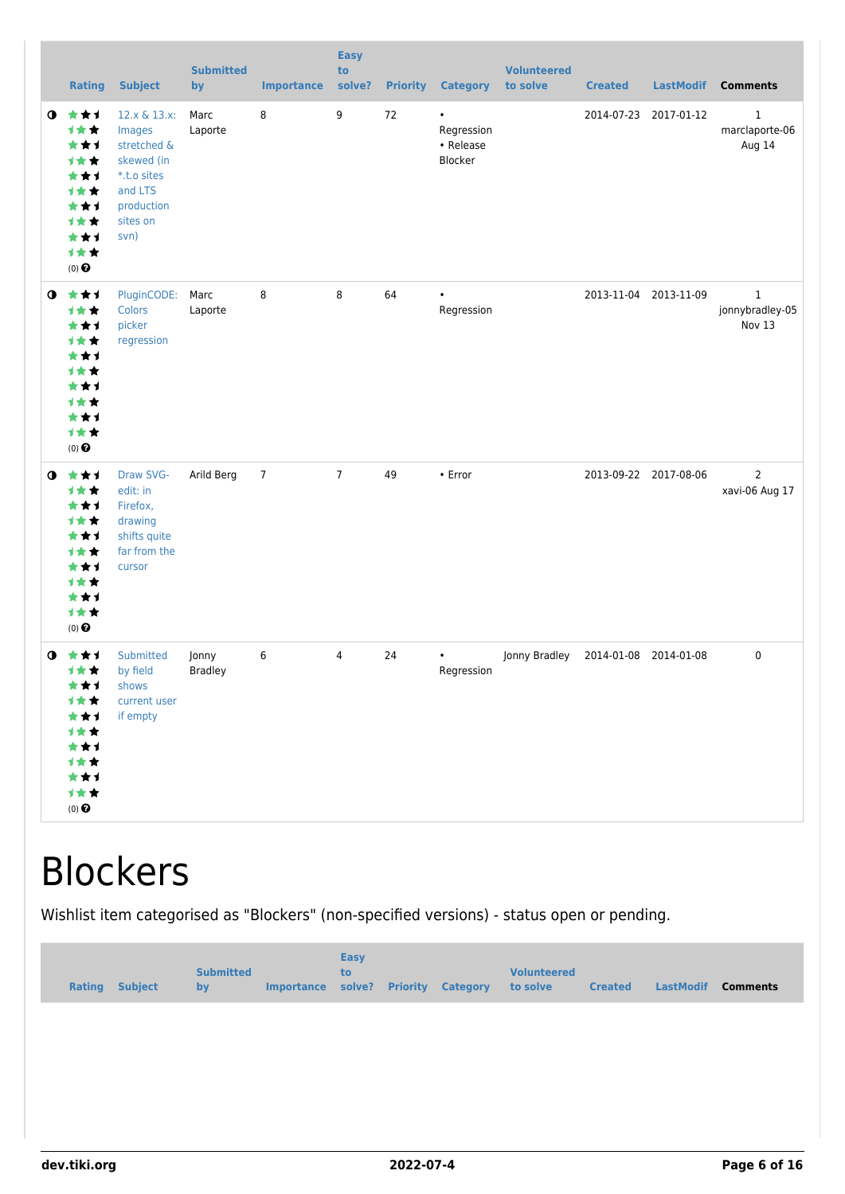| | Rating | Subject | Submitted by | Importance | Easy to solve? | Priority | Category | Volunteered to solve | Created | LastModif | Comments |
|---|---|---|---|---|---|---|---|---|---|---|---|
| | (0) | 12.x & 13.x: Images stretched & skewed (in *.t.o sites and LTS production sites on svn) | Marc Laporte | 8 | 9 | 72 | • Regression • Release Blocker | | 2014-07-23 | 2017-01-12 | 1 marclaporte-06 Aug 14 |
| | (0) | PluginCODE: Colors picker regression | Marc Laporte | 8 | 8 | 64 | • Regression | | 2013-11-04 | 2013-11-09 | 1 jonnybradley-05 Nov 13 |
| | (0) | Draw SVG-edit: in Firefox, drawing shifts quite far from the cursor | Arild Berg | 7 | 7 | 49 | • Error | | 2013-09-22 | 2017-08-06 | 2 xavi-06 Aug 17 |
| | (0) | Submitted by field shows current user if empty | Jonny Bradley | 6 | 4 | 24 | • Regression | Jonny Bradley | 2014-01-08 | 2014-01-08 | 0 |

# Blockers

Wishlist item categorised as "Blockers" (non-specified versions) - status open or pending.

| | Rating | Subject | Submitted by | Importance | Easy to solve? | Priority | Category | Volunteered to solve | Created | LastModif | Comments |
|---|---|---|---|---|---|---|---|---|---|---|---|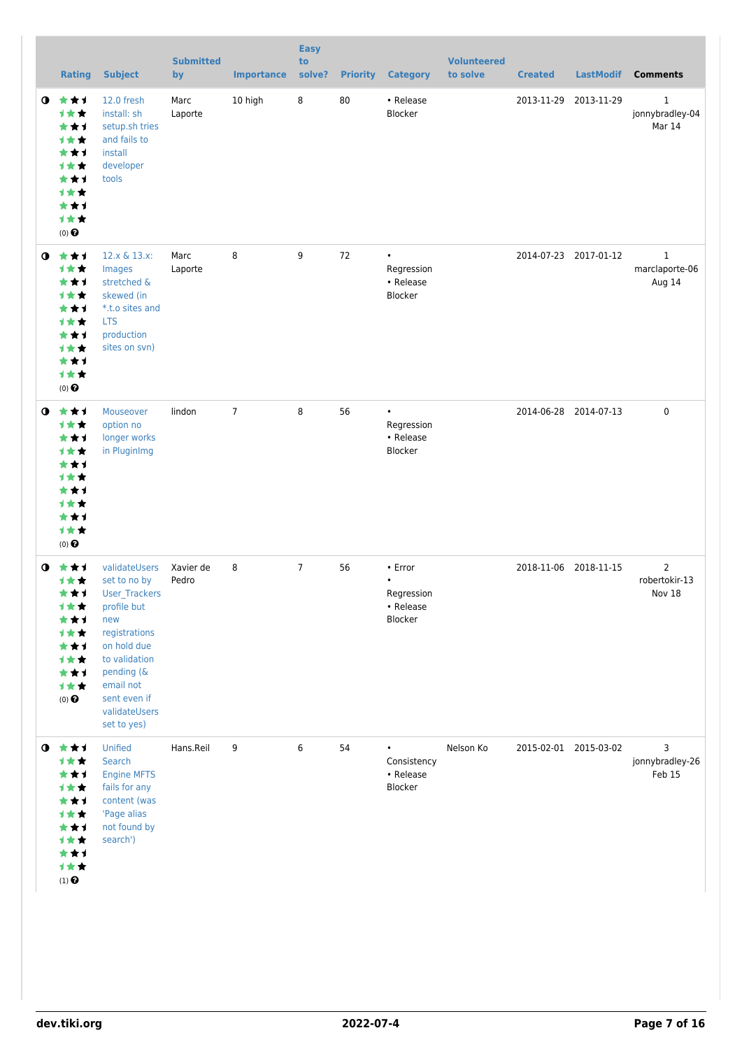| | Rating | Subject | Submitted by | Importance | Easy to solve? | Priority | Category | Volunteered to solve | Created | LastModif | Comments |
|---|---|---|---|---|---|---|---|---|---|---|---|
| ◑ | (0) | 12.0 fresh install: sh setup.sh tries and fails to install developer tools | Marc Laporte | 10 high | 8 | 80 | • Release Blocker | | 2013-11-29 | 2013-11-29 | 1 jonnybradley-04 Mar 14 |
| ◑ | (0) | 12.x & 13.x: Images stretched & skewed (in *.t.o sites and LTS production sites on svn) | Marc Laporte | 8 | 9 | 72 | • Regression • Release Blocker | | 2014-07-23 | 2017-01-12 | 1 marclaporte-06 Aug 14 |
| ◑ | (0) | Mouseover option no longer works in PluginImg | lindon | 7 | 8 | 56 | • Regression • Release Blocker | | 2014-06-28 | 2014-07-13 | 0 |
| ◑ | (0) | validateUsers set to no by User_Trackers profile but new registrations on hold due to validation pending (& email not sent even if validateUsers set to yes) | Xavier de Pedro | 8 | 7 | 56 | • Error • Regression • Release Blocker | | 2018-11-06 | 2018-11-15 | 2 robertokir-13 Nov 18 |
| ◑ | (1) | Unified Search Engine MFTS fails for any content (was 'Page alias not found by search') | Hans.Reil | 9 | 6 | 54 | • Consistency • Release Blocker | Nelson Ko | 2015-02-01 | 2015-03-02 | 3 jonnybradley-26 Feb 15 |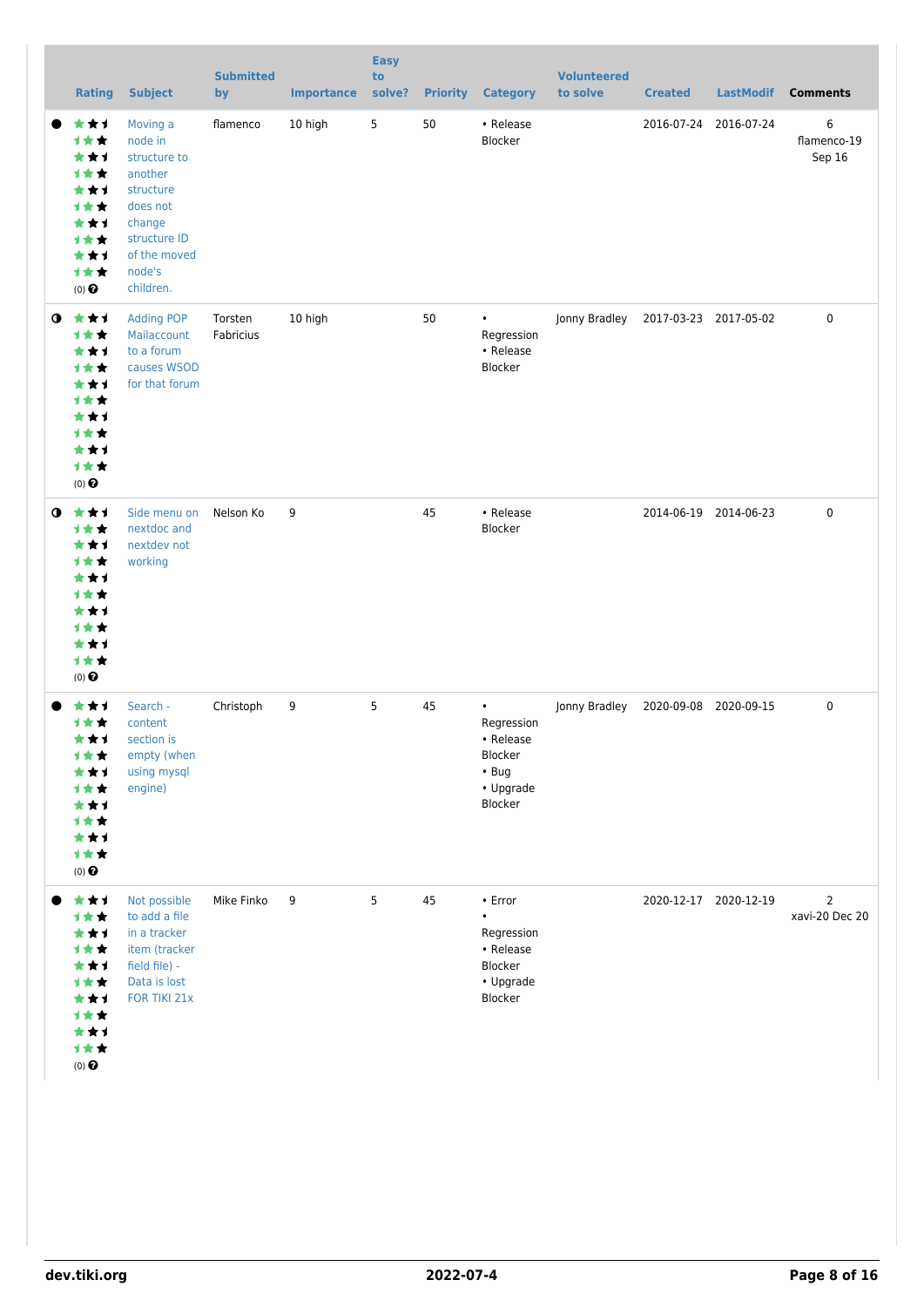| | Rating | Subject | Submitted by | Importance | Easy to solve? | Priority | Category | Volunteered to solve | Created | LastModif | Comments |
|---|---|---|---|---|---|---|---|---|---|---|---|
| ● | (0) | Moving a node in structure to another structure does not change structure ID of the moved node's children. | flamenco | 10 high | 5 | 50 | • Release Blocker | | 2016-07-24 | 2016-07-24 | 6 flamenco-19 Sep 16 |
| ◑ | (0) | Adding POP Mailaccount to a forum causes WSOD for that forum | Torsten Fabricius | 10 high | | 50 | • Regression • Release Blocker | Jonny Bradley | 2017-03-23 | 2017-05-02 | 0 |
| ◑ | (0) | Side menu on nextdoc and nextdev not working | Nelson Ko | 9 | | 45 | • Release Blocker | | 2014-06-19 | 2014-06-23 | 0 |
| ● | (0) | Search - content section is empty (when using mysql engine) | Christoph | 9 | 5 | 45 | • Regression • Release Blocker • Bug • Upgrade Blocker | Jonny Bradley | 2020-09-08 | 2020-09-15 | 0 |
| ● | (0) | Not possible to add a file in a tracker item (tracker field file) - Data is lost FOR TIKI 21x | Mike Finko | 9 | 5 | 45 | • Error • Regression • Release Blocker • Upgrade Blocker | | 2020-12-17 | 2020-12-19 | 2 xavi-20 Dec 20 |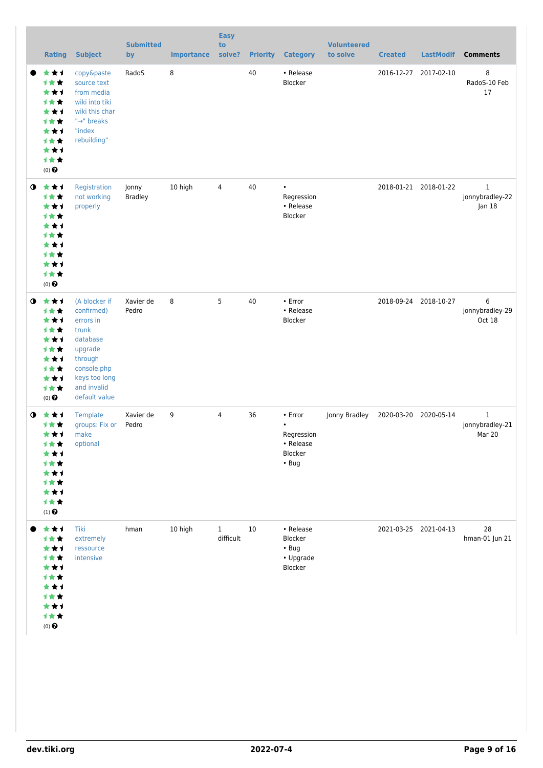| | Rating | Subject | Submitted by | Importance | Easy to solve? | Priority | Category | Volunteered to solve | Created | LastModif | Comments |
|---|---|---|---|---|---|---|---|---|---|---|---|
| ● | (0) | copy&paste source text from media wiki into tiki wiki this char "→" breaks "index rebuilding" | RadoS | 8 | | 40 | • Release Blocker | | 2016-12-27 | 2017-02-10 | 8 RadoS-10 Feb 17 |
| ◑ | (0) | Registration not working properly | Jonny Bradley | 10 high | 4 | 40 | • Regression • Release Blocker | | 2018-01-21 | 2018-01-22 | 1 jonnybradley-22 Jan 18 |
| ◑ | (0) | (A blocker if confirmed) errors in trunk database upgrade through console.php keys too long and invalid default value | Xavier de Pedro | 8 | 5 | 40 | • Error • Release Blocker | | 2018-09-24 | 2018-10-27 | 6 jonnybradley-29 Oct 18 |
| ◑ | (1) | Template groups: Fix or make optional | Xavier de Pedro | 9 | 4 | 36 | • Error • Regression • Release Blocker • Bug | Jonny Bradley | 2020-03-20 | 2020-05-14 | 1 jonnybradley-21 Mar 20 |
| ● | (0) | Tiki extremely ressource intensive | hman | 10 high | 1 difficult | 10 | • Release Blocker • Bug • Upgrade Blocker | | 2021-03-25 | 2021-04-13 | 28 hman-01 Jun 21 |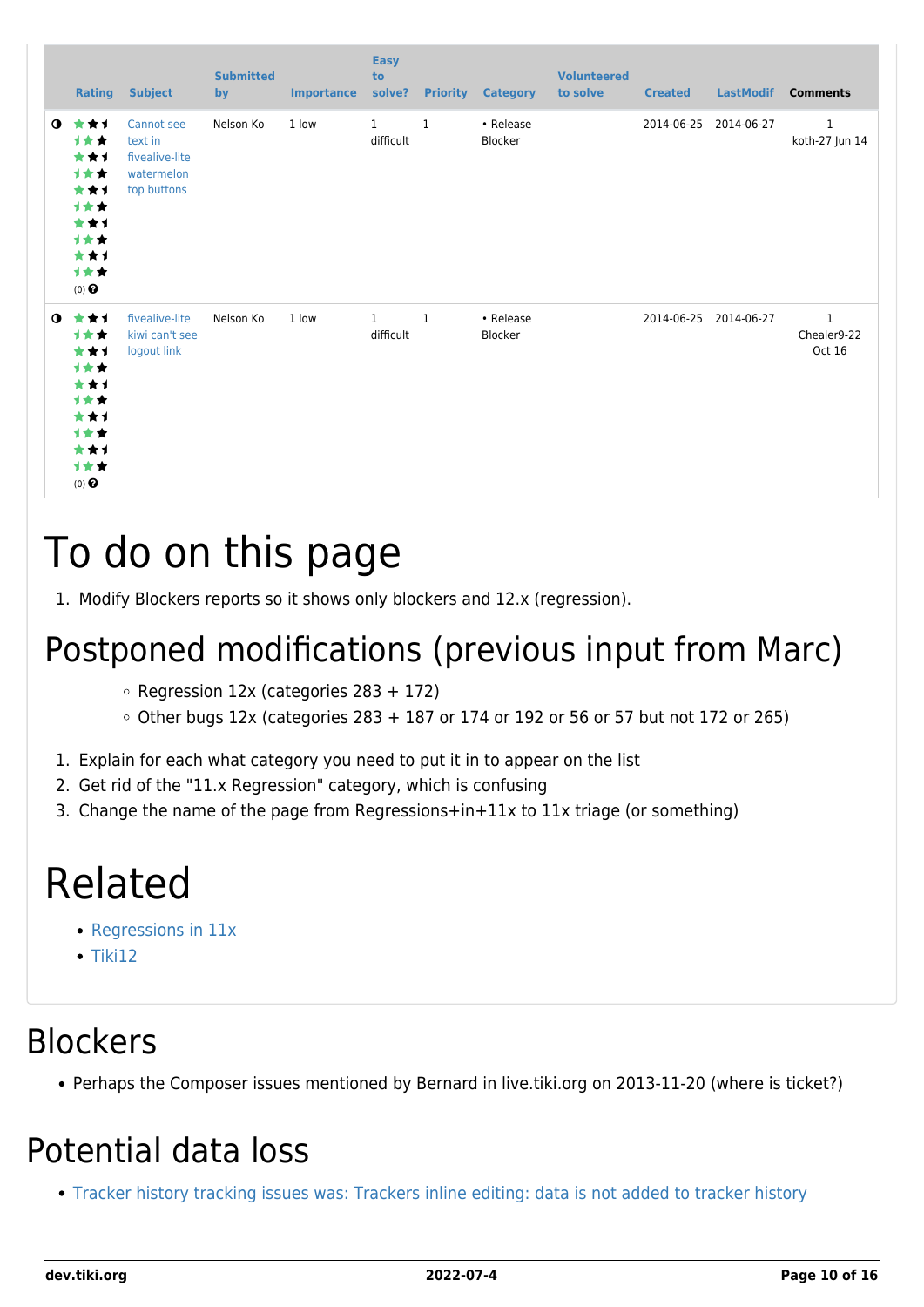| | Rating | Subject | Submitted by | Importance | Easy to solve? | Priority | Category | Volunteered to solve | Created | LastModif | Comments |
|---|---|---|---|---|---|---|---|---|---|---|---|
| ◑ | (0) | Cannot see text in fivealive-lite watermelon top buttons | Nelson Ko | 1 low | 1 difficult | 1 | • Release Blocker | | 2014-06-25 | 2014-06-27 | 1 koth-27 Jun 14 |
| ◑ | (0) | fivealive-lite kiwi can't see logout link | Nelson Ko | 1 low | 1 difficult | 1 | • Release Blocker | | 2014-06-25 | 2014-06-27 | 1 Chealer9-22 Oct 16 |

# To do on this page

1. Modify Blockers reports so it shows only blockers and 12.x (regression).

## Postponed modifications (previous input from Marc)

- Regression 12x (categories 283 + 172)
- Other bugs 12x (categories 283 + 187 or 174 or 192 or 56 or 57 but not 172 or 265)

1. Explain for each what category you need to put it in to appear on the list
2. Get rid of the "11.x Regression" category, which is confusing
3. Change the name of the page from Regressions+in+11x to 11x triage (or something)

# Related

- Regressions in 11x
- Tiki12

# Blockers

- Perhaps the Composer issues mentioned by Bernard in live.tiki.org on 2013-11-20 (where is ticket?)

# Potential data loss

- Tracker history tracking issues was: Trackers inline editing: data is not added to tracker history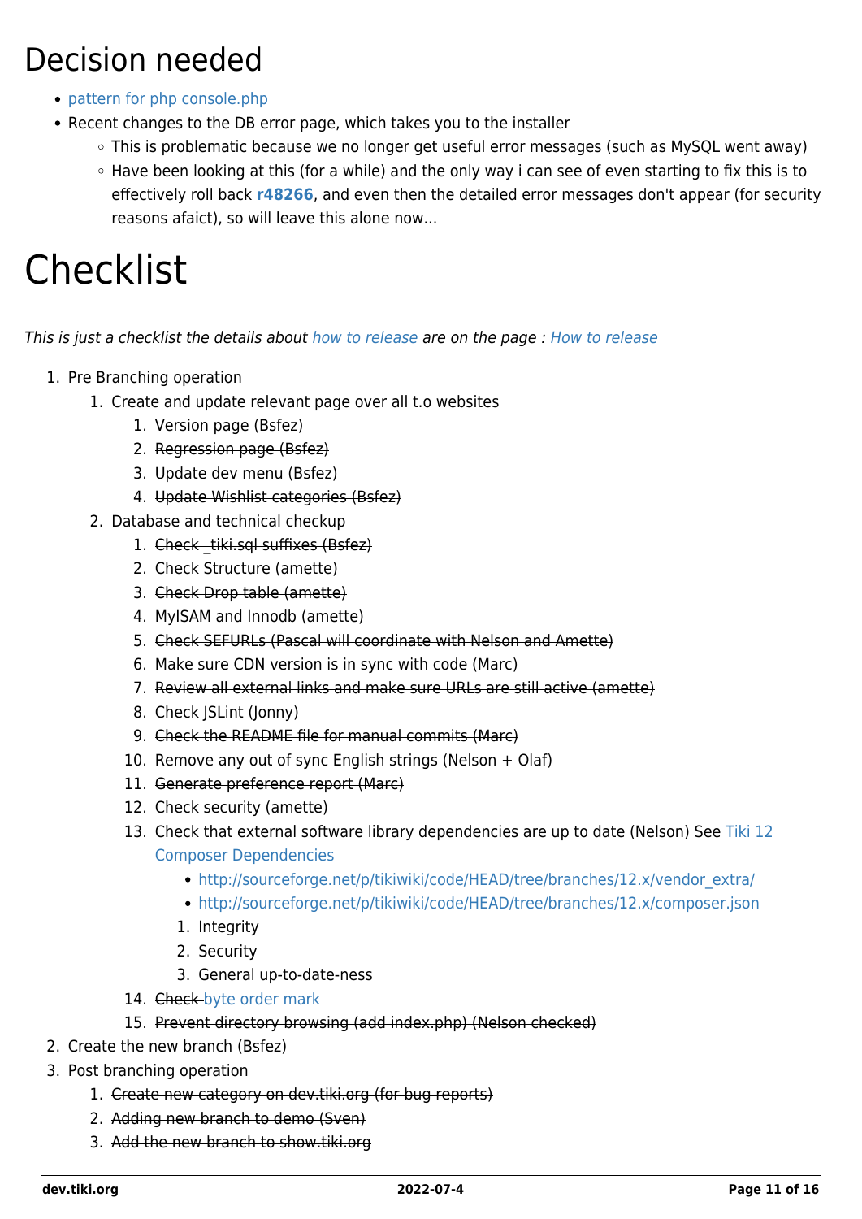# Decision needed

- pattern for php console.php
- Recent changes to the DB error page, which takes you to the installer
  - This is problematic because we no longer get useful error messages (such as MySQL went away)
  - Have been looking at this (for a while) and the only way i can see of even starting to fix this is to effectively roll back **r48266**, and even then the detailed error messages don't appear (for security reasons afaict), so will leave this alone now...

# Checklist

*This is just a checklist the details about how to release are on the page : How to release*

1. Pre Branching operation
   1. Create and update relevant page over all t.o websites
      1. ~~Version page (Bsfez)~~
      2. ~~Regression page (Bsfez)~~
      3. ~~Update dev menu (Bsfez)~~
      4. ~~Update Wishlist categories (Bsfez)~~
   2. Database and technical checkup
      1. ~~Check _tiki.sql suffixes (Bsfez)~~
      2. ~~Check Structure (amette)~~
      3. ~~Check Drop table (amette)~~
      4. ~~MyISAM and Innodb (amette)~~
      5. ~~Check SEFURLs (Pascal will coordinate with Nelson and Amette)~~
      6. ~~Make sure CDN version is in sync with code (Marc)~~
      7. ~~Review all external links and make sure URLs are still active (amette)~~
      8. ~~Check JSLint (Jonny)~~
      9. ~~Check the README file for manual commits (Marc)~~
      10. Remove any out of sync English strings (Nelson + Olaf)
      11. ~~Generate preference report (Marc)~~
      12. ~~Check security (amette)~~
      13. Check that external software library dependencies are up to date (Nelson) See Tiki 12 Composer Dependencies
          - http://sourceforge.net/p/tikiwiki/code/HEAD/tree/branches/12.x/vendor_extra/
          - http://sourceforge.net/p/tikiwiki/code/HEAD/tree/branches/12.x/composer.json
          1. Integrity
          2. Security
          3. General up-to-date-ness
      14. ~~Check~~ byte order mark
      15. ~~Prevent directory browsing (add index.php) (Nelson checked)~~
2. ~~Create the new branch (Bsfez)~~
3. Post branching operation
   1. ~~Create new category on dev.tiki.org (for bug reports)~~
   2. ~~Adding new branch to demo (Sven)~~
   3. ~~Add the new branch to show.tiki.org~~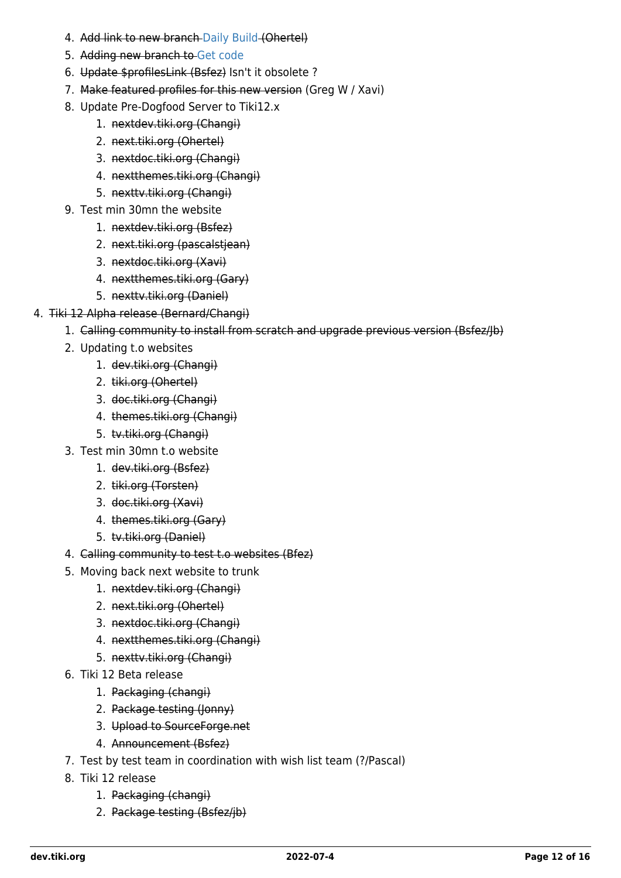4. ~~Add link to new branch~~ Daily Build ~~(Ohertel)~~
   5. ~~Adding new branch to~~ Get code
   6. ~~Update $profilesLink (Bsfez)~~ Isn't it obsolete ?
   7. ~~Make featured profiles for this new version~~ (Greg W / Xavi)
   8. Update Pre-Dogfood Server to Tiki12.x
      1. ~~nextdev.tiki.org (Changi)~~
      2. ~~next.tiki.org (Ohertel)~~
      3. ~~nextdoc.tiki.org (Changi)~~
      4. ~~nextthemes.tiki.org (Changi)~~
      5. ~~nexttv.tiki.org (Changi)~~
   9. Test min 30mn the website
      1. ~~nextdev.tiki.org (Bsfez)~~
      2. ~~next.tiki.org (pascalstjean)~~
      3. ~~nextdoc.tiki.org (Xavi)~~
      4. ~~nextthemes.tiki.org (Gary)~~
      5. ~~nexttv.tiki.org (Daniel)~~
4. ~~Tiki 12 Alpha release (Bernard/Changi)~~
   1. ~~Calling community to install from scratch and upgrade previous version (Bsfez/Jb)~~
   2. Updating t.o websites
      1. ~~dev.tiki.org (Changi)~~
      2. ~~tiki.org (Ohertel)~~
      3. ~~doc.tiki.org (Changi)~~
      4. ~~themes.tiki.org (Changi)~~
      5. ~~tv.tiki.org (Changi)~~
   3. Test min 30mn t.o website
      1. ~~dev.tiki.org (Bsfez)~~
      2. ~~tiki.org (Torsten)~~
      3. ~~doc.tiki.org (Xavi)~~
      4. ~~themes.tiki.org (Gary)~~
      5. ~~tv.tiki.org (Daniel)~~
   4. ~~Calling community to test t.o websites (Bfez)~~
   5. Moving back next website to trunk
      1. ~~nextdev.tiki.org (Changi)~~
      2. ~~next.tiki.org (Ohertel)~~
      3. ~~nextdoc.tiki.org (Changi)~~
      4. ~~nextthemes.tiki.org (Changi)~~
      5. ~~nexttv.tiki.org (Changi)~~
   6. Tiki 12 Beta release
      1. ~~Packaging (changi)~~
      2. ~~Package testing (Jonny)~~
      3. ~~Upload to SourceForge.net~~
      4. ~~Announcement (Bsfez)~~
   7. Test by test team in coordination with wish list team (?/Pascal)
   8. Tiki 12 release
      1. ~~Packaging (changi)~~
      2. ~~Package testing (Bsfez/jb)~~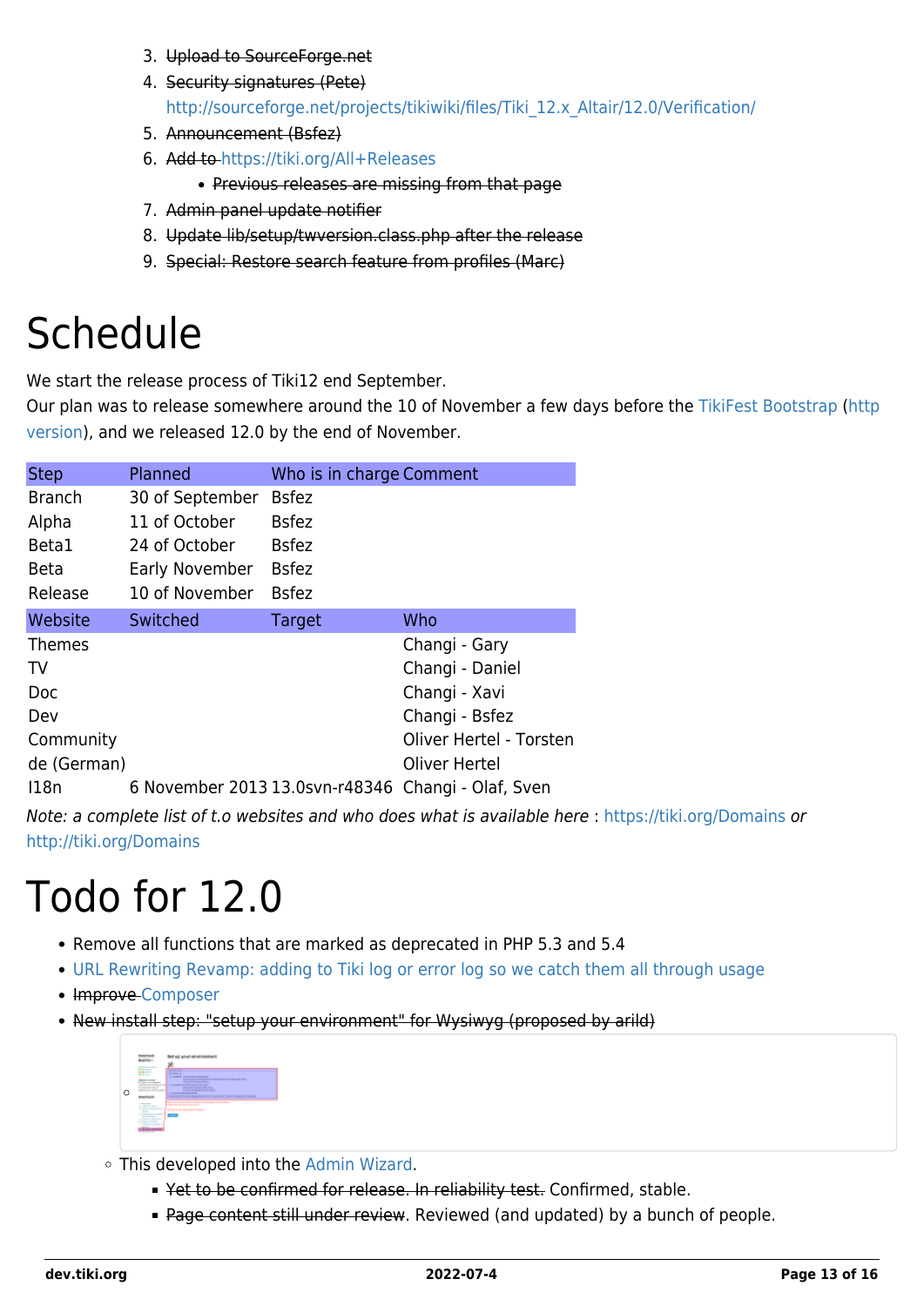3. ~~Upload to SourceForge.net~~
4. ~~Security signatures (Pete)~~
   http://sourceforge.net/projects/tikiwiki/files/Tiki_12.x_Altair/12.0/Verification/
5. ~~Announcement (Bsfez)~~
6. ~~Add to~~ https://tiki.org/All+Releases
   - ~~Previous releases are missing from that page~~
7. ~~Admin panel update notifier~~
8. ~~Update lib/setup/twversion.class.php after the release~~
9. ~~Special: Restore search feature from profiles (Marc)~~

# Schedule

We start the release process of Tiki12 end September.
Our plan was to release somewhere around the 10 of November a few days before the TikiFest Bootstrap (http version), and we released 12.0 by the end of November.

| Step | Planned | Who is in charge | Comment |
|---|---|---|---|
| Branch | 30 of September | Bsfez | |
| Alpha | 11 of October | Bsfez | |
| Beta1 | 24 of October | Bsfez | |
| Beta | Early November | Bsfez | |
| Release | 10 of November | Bsfez | |

| Website | Switched | Target | Who |
|---|---|---|---|
| Themes | | | Changi - Gary |
| TV | | | Changi - Daniel |
| Doc | | | Changi - Xavi |
| Dev | | | Changi - Bsfez |
| Community | | | Oliver Hertel - Torsten |
| de (German) | | | Oliver Hertel |
| I18n | 6 November 2013 | 13.0svn-r48346 | Changi - Olaf, Sven |

*Note: a complete list of t.o websites and who does what is available here* : https://tiki.org/Domains *or* http://tiki.org/Domains

# Todo for 12.0

- Remove all functions that are marked as deprecated in PHP 5.3 and 5.4
- URL Rewriting Revamp: adding to Tiki log or error log so we catch them all through usage
- ~~Improve~~ Composer
- ~~New install step: "setup your environment" for Wysiwyg (proposed by arild)~~
  - This developed into the Admin Wizard.
    - ~~Yet to be confirmed for release. In reliability test.~~ Confirmed, stable.
    - ~~Page content still under review~~. Reviewed (and updated) by a bunch of people.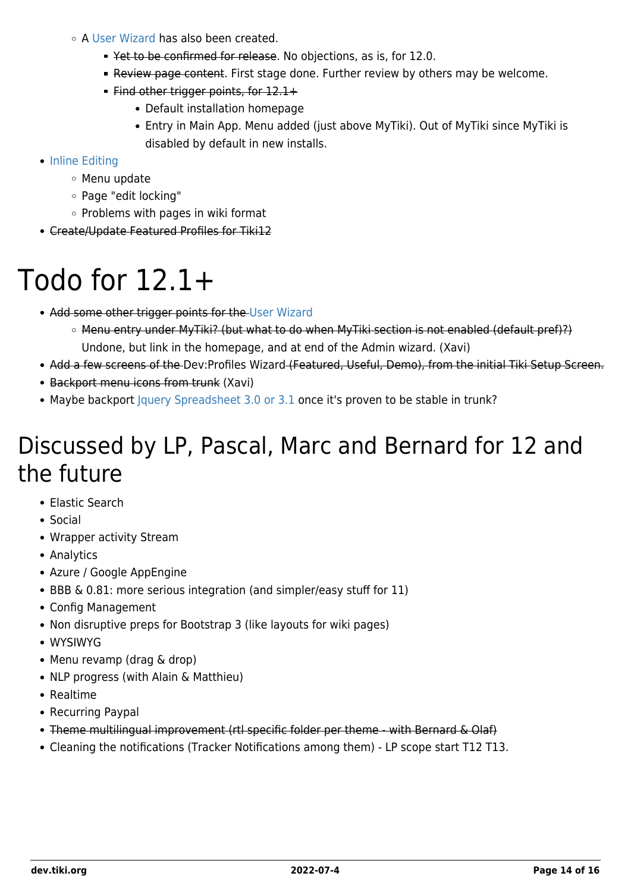- A User Wizard has also been created.
      - ~~Yet to be confirmed for release~~. No objections, as is, for 12.0.
      - ~~Review page content~~. First stage done. Further review by others may be welcome.
      - ~~Find other trigger points, for 12.1+~~
         - Default installation homepage
         - Entry in Main App. Menu added (just above MyTiki). Out of MyTiki since MyTiki is disabled by default in new installs.
- Inline Editing
   - Menu update
   - Page "edit locking"
   - Problems with pages in wiki format
- ~~Create/Update Featured Profiles for Tiki12~~

# Todo for 12.1+

- ~~Add some other trigger points for the~~ User Wizard
   - ~~Menu entry under MyTiki? (but what to do when MyTiki section is not enabled (default pref)?)~~ Undone, but link in the homepage, and at end of the Admin wizard. (Xavi)
- ~~Add a few screens of the~~ Dev:Profiles Wizard ~~(Featured, Useful, Demo), from the initial Tiki Setup Screen.~~
- ~~Backport menu icons from trunk~~ (Xavi)
- Maybe backport Jquery Spreadsheet 3.0 or 3.1 once it's proven to be stable in trunk?

## Discussed by LP, Pascal, Marc and Bernard for 12 and the future

- Elastic Search
- Social
- Wrapper activity Stream
- Analytics
- Azure / Google AppEngine
- BBB & 0.81: more serious integration (and simpler/easy stuff for 11)
- Config Management
- Non disruptive preps for Bootstrap 3 (like layouts for wiki pages)
- WYSIWYG
- Menu revamp (drag & drop)
- NLP progress (with Alain & Matthieu)
- Realtime
- Recurring Paypal
- ~~Theme multilingual improvement (rtl specific folder per theme - with Bernard & Olaf)~~
- Cleaning the notifications (Tracker Notifications among them) - LP scope start T12 T13.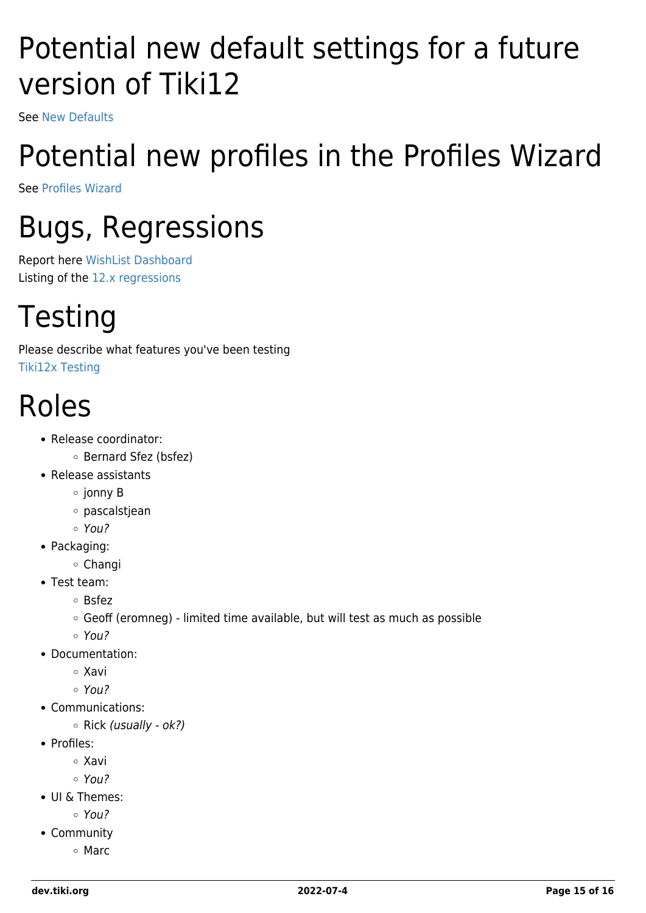# Potential new default settings for a future version of Tiki12

See New Defaults

# Potential new profiles in the Profiles Wizard

See Profiles Wizard

# Bugs, Regressions

Report here WishList Dashboard
Listing of the 12.x regressions

# Testing

Please describe what features you've been testing
Tiki12x Testing

# Roles

- Release coordinator:
  - Bernard Sfez (bsfez)
- Release assistants
  - jonny B
  - pascalstjean
  - *You?*
- Packaging:
  - Changi
- Test team:
  - Bsfez
  - Geoff (eromneg) - limited time available, but will test as much as possible
  - *You?*
- Documentation:
  - Xavi
  - *You?*
- Communications:
  - Rick *(usually - ok?)*
- Profiles:
  - Xavi
  - *You?*
- UI & Themes:
  - *You?*
- Community
  - Marc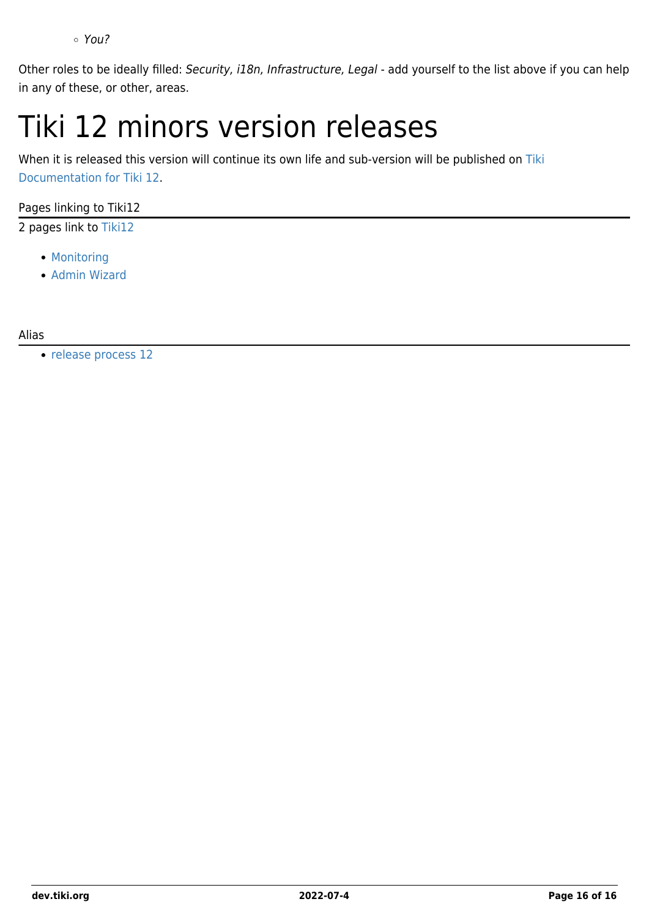- *You?*

Other roles to be ideally filled: *Security, i18n, Infrastructure, Legal* - add yourself to the list above if you can help in any of these, or other, areas.

# Tiki 12 minors version releases

When it is released this version will continue its own life and sub-version will be published on Tiki Documentation for Tiki 12.

Pages linking to Tiki12

2 pages link to Tiki12

- Monitoring
- Admin Wizard

Alias

- release process 12